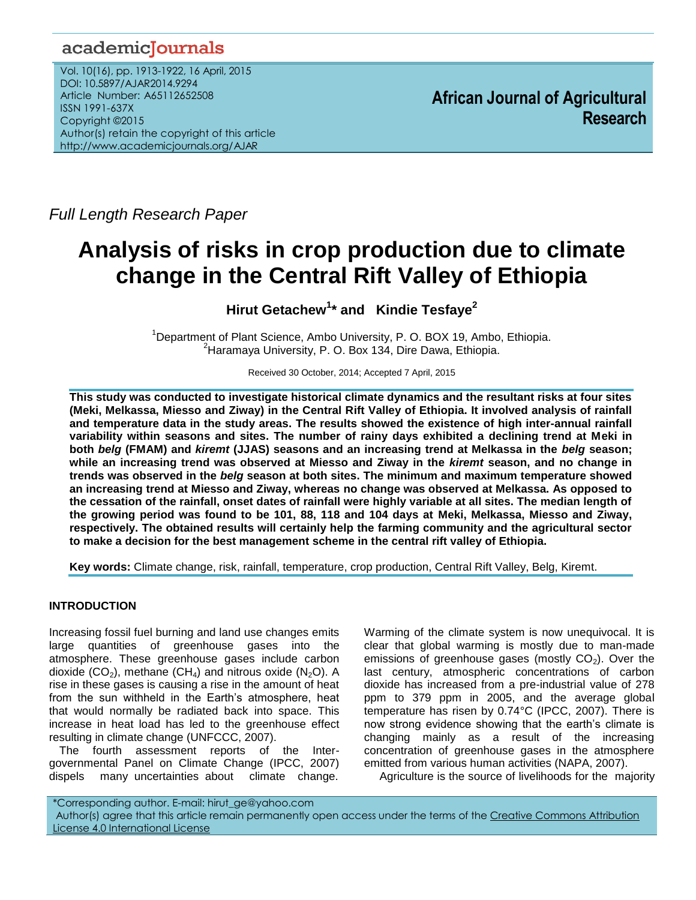academicJournals

Vol. 10(16), pp. 1913-1922, 16 April, 2015
DOI: 10.5897/AJAR2014.9294
Article Number: A65112652508
ISSN 1991-637X
Copyright ©2015
Author(s) retain the copyright of this article
http://www.academicjournals.org/AJAR

**African Journal of Agricultural Research**

*Full Length Research Paper*

# Analysis of risks in crop production due to climate change in the Central Rift Valley of Ethiopia

**Hirut Getachew[1]* and Kindie Tesfaye[2]**

[1]Department of Plant Science, Ambo University, P. O. BOX 19, Ambo, Ethiopia.
[2]Haramaya University, P. O. Box 134, Dire Dawa, Ethiopia.

Received 30 October, 2014; Accepted 7 April, 2015

**This study was conducted to investigate historical climate dynamics and the resultant risks at four sites (Meki, Melkassa, Miesso and Ziway) in the Central Rift Valley of Ethiopia. It involved analysis of rainfall and temperature data in the study areas. The results showed the existence of high inter-annual rainfall variability within seasons and sites. The number of rainy days exhibited a declining trend at Meki in both *belg* (FMAM) and *kiremt* (JJAS) seasons and an increasing trend at Melkassa in the *belg* season; while an increasing trend was observed at Miesso and Ziway in the *kiremt* season, and no change in trends was observed in the *belg* season at both sites. The minimum and maximum temperature showed an increasing trend at Miesso and Ziway, whereas no change was observed at Melkassa. As opposed to the cessation of the rainfall, onset dates of rainfall were highly variable at all sites. The median length of the growing period was found to be 101, 88, 118 and 104 days at Meki, Melkassa, Miesso and Ziway, respectively. The obtained results will certainly help the farming community and the agricultural sector to make a decision for the best management scheme in the central rift valley of Ethiopia.**

**Key words:** Climate change, risk, rainfall, temperature, crop production, Central Rift Valley, Belg, Kiremt.

## INTRODUCTION

Increasing fossil fuel burning and land use changes emits large quantities of greenhouse gases into the atmosphere. These greenhouse gases include carbon dioxide ($CO_2$), methane ($CH_4$) and nitrous oxide ($N_2O$). A rise in these gases is causing a rise in the amount of heat from the sun withheld in the Earth's atmosphere, heat that would normally be radiated back into space. This increase in heat load has led to the greenhouse effect resulting in climate change (UNFCCC, 2007).

The fourth assessment reports of the Inter-governmental Panel on Climate Change (IPCC, 2007) dispels many uncertainties about climate change. Warming of the climate system is now unequivocal. It is clear that global warming is mostly due to man-made emissions of greenhouse gases (mostly $CO_2$). Over the last century, atmospheric concentrations of carbon dioxide has increased from a pre-industrial value of 278 ppm to 379 ppm in 2005, and the average global temperature has risen by 0.74°C (IPCC, 2007). There is now strong evidence showing that the earth's climate is changing mainly as a result of the increasing concentration of greenhouse gases in the atmosphere emitted from various human activities (NAPA, 2007).

Agriculture is the source of livelihoods for the majority

*Corresponding author. E-mail: hirut_ge@yahoo.com
Author(s) agree that this article remain permanently open access under the terms of the Creative Commons Attribution License 4.0 International License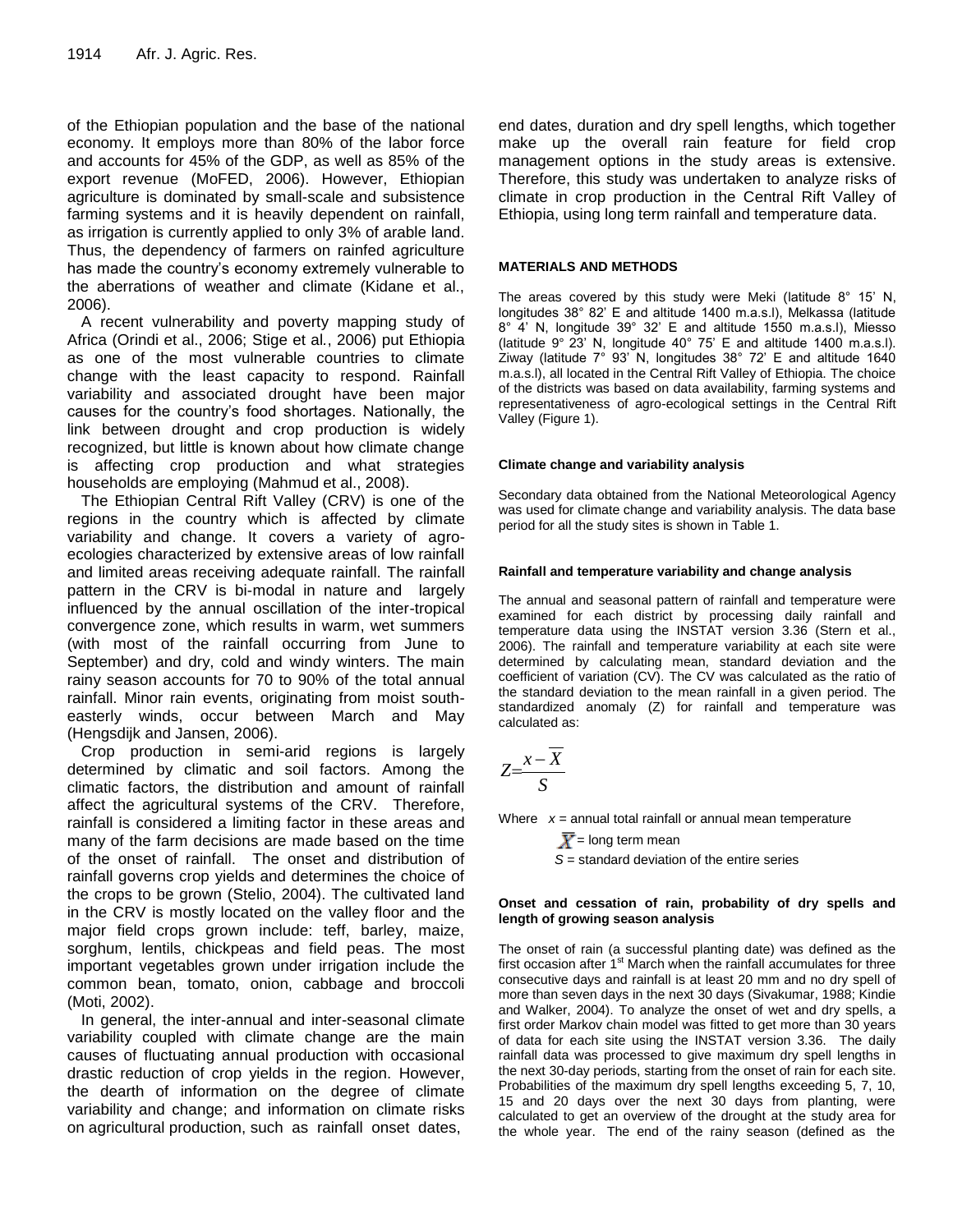of the Ethiopian population and the base of the national economy. It employs more than 80% of the labor force and accounts for 45% of the GDP, as well as 85% of the export revenue (MoFED, 2006). However, Ethiopian agriculture is dominated by small-scale and subsistence farming systems and it is heavily dependent on rainfall, as irrigation is currently applied to only 3% of arable land. Thus, the dependency of farmers on rainfed agriculture has made the country's economy extremely vulnerable to the aberrations of weather and climate (Kidane et al., 2006).

A recent vulnerability and poverty mapping study of Africa (Orindi et al., 2006; Stige et al., 2006) put Ethiopia as one of the most vulnerable countries to climate change with the least capacity to respond. Rainfall variability and associated drought have been major causes for the country's food shortages. Nationally, the link between drought and crop production is widely recognized, but little is known about how climate change is affecting crop production and what strategies households are employing (Mahmud et al., 2008).

The Ethiopian Central Rift Valley (CRV) is one of the regions in the country which is affected by climate variability and change. It covers a variety of agro-ecologies characterized by extensive areas of low rainfall and limited areas receiving adequate rainfall. The rainfall pattern in the CRV is bi-modal in nature and largely influenced by the annual oscillation of the inter-tropical convergence zone, which results in warm, wet summers (with most of the rainfall occurring from June to September) and dry, cold and windy winters. The main rainy season accounts for 70 to 90% of the total annual rainfall. Minor rain events, originating from moist south-easterly winds, occur between March and May (Hengsdijk and Jansen, 2006).

Crop production in semi-arid regions is largely determined by climatic and soil factors. Among the climatic factors, the distribution and amount of rainfall affect the agricultural systems of the CRV. Therefore, rainfall is considered a limiting factor in these areas and many of the farm decisions are made based on the time of the onset of rainfall. The onset and distribution of rainfall governs crop yields and determines the choice of the crops to be grown (Stelio, 2004). The cultivated land in the CRV is mostly located on the valley floor and the major field crops grown include: teff, barley, maize, sorghum, lentils, chickpeas and field peas. The most important vegetables grown under irrigation include the common bean, tomato, onion, cabbage and broccoli (Moti, 2002).

In general, the inter-annual and inter-seasonal climate variability coupled with climate change are the main causes of fluctuating annual production with occasional drastic reduction of crop yields in the region. However, the dearth of information on the degree of climate variability and change; and information on climate risks on agricultural production, such as rainfall onset dates, end dates, duration and dry spell lengths, which together make up the overall rain feature for field crop management options in the study areas is extensive. Therefore, this study was undertaken to analyze risks of climate in crop production in the Central Rift Valley of Ethiopia, using long term rainfall and temperature data.

## MATERIALS AND METHODS

The areas covered by this study were Meki (latitude 8° 15' N, longitudes 38° 82' E and altitude 1400 m.a.s.l), Melkassa (latitude 8° 4' N, longitude 39° 32' E and altitude 1550 m.a.s.l), Miesso (latitude 9° 23' N, longitude 40° 75' E and altitude 1400 m.a.s.l). Ziway (latitude 7° 93' N, longitudes 38° 72' E and altitude 1640 m.a.s.l), all located in the Central Rift Valley of Ethiopia. The choice of the districts was based on data availability, farming systems and representativeness of agro-ecological settings in the Central Rift Valley (Figure 1).

### Climate change and variability analysis

Secondary data obtained from the National Meteorological Agency was used for climate change and variability analysis. The data base period for all the study sites is shown in Table 1.

### Rainfall and temperature variability and change analysis

The annual and seasonal pattern of rainfall and temperature were examined for each district by processing daily rainfall and temperature data using the INSTAT version 3.36 (Stern et al., 2006). The rainfall and temperature variability at each site were determined by calculating mean, standard deviation and the coefficient of variation (CV). The CV was calculated as the ratio of the standard deviation to the mean rainfall in a given period. The standardized anomaly (Z) for rainfall and temperature was calculated as:

$$Z = \frac{x - \overline{X}}{S}$$

Where $x$ = annual total rainfall or annual mean temperature

$\overline{X}$ = long term mean

$S$ = standard deviation of the entire series

### Onset and cessation of rain, probability of dry spells and length of growing season analysis

The onset of rain (a successful planting date) was defined as the first occasion after 1st March when the rainfall accumulates for three consecutive days and rainfall is at least 20 mm and no dry spell of more than seven days in the next 30 days (Sivakumar, 1988; Kindie and Walker, 2004). To analyze the onset of wet and dry spells, a first order Markov chain model was fitted to get more than 30 years of data for each site using the INSTAT version 3.36. The daily rainfall data was processed to give maximum dry spell lengths in the next 30-day periods, starting from the onset of rain for each site. Probabilities of the maximum dry spell lengths exceeding 5, 7, 10, 15 and 20 days over the next 30 days from planting, were calculated to get an overview of the drought at the study area for the whole year. The end of the rainy season (defined as the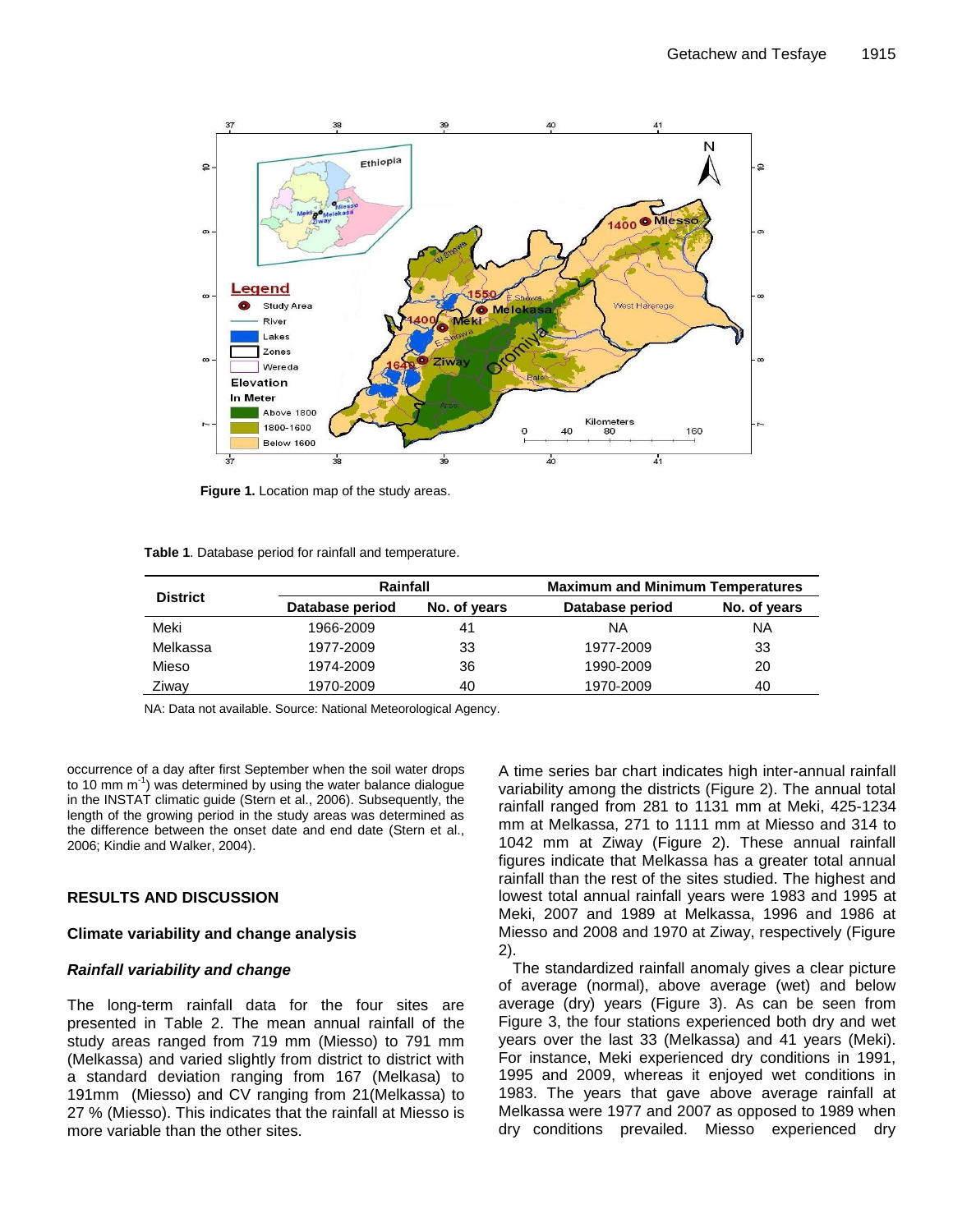Figure 1. Location map of the study areas.

Table 1. Database period for rainfall and temperature.

| District | Rainfall | | Maximum and Minimum Temperatures | |
|---|---|---|---|---|
| | Database period | No. of years | Database period | No. of years |
| Meki | 1966-2009 | 41 | NA | NA |
| Melkassa | 1977-2009 | 33 | 1977-2009 | 33 |
| Mieso | 1974-2009 | 36 | 1990-2009 | 20 |
| Ziway | 1970-2009 | 40 | 1970-2009 | 40 |

NA: Data not available. Source: National Meteorological Agency.

occurrence of a day after first September when the soil water drops to 10 mm $m^{-1}$) was determined by using the water balance dialogue in the INSTAT climatic guide (Stern et al., 2006). Subsequently, the length of the growing period in the study areas was determined as the difference between the onset date and end date (Stern et al., 2006; Kindie and Walker, 2004).

## RESULTS AND DISCUSSION

### Climate variability and change analysis

#### *Rainfall variability and change*

The long-term rainfall data for the four sites are presented in Table 2. The mean annual rainfall of the study areas ranged from 719 mm (Miesso) to 791 mm (Melkassa) and varied slightly from district to district with a standard deviation ranging from 167 (Melkasa) to 191mm (Miesso) and CV ranging from 21(Melkassa) to 27 % (Miesso). This indicates that the rainfall at Miesso is more variable than the other sites.

A time series bar chart indicates high inter-annual rainfall variability among the districts (Figure 2). The annual total rainfall ranged from 281 to 1131 mm at Meki, 425-1234 mm at Melkassa, 271 to 1111 mm at Miesso and 314 to 1042 mm at Ziway (Figure 2). These annual rainfall figures indicate that Melkassa has a greater total annual rainfall than the rest of the sites studied. The highest and lowest total annual rainfall years were 1983 and 1995 at Meki, 2007 and 1989 at Melkassa, 1996 and 1986 at Miesso and 2008 and 1970 at Ziway, respectively (Figure 2).

The standardized rainfall anomaly gives a clear picture of average (normal), above average (wet) and below average (dry) years (Figure 3). As can be seen from Figure 3, the four stations experienced both dry and wet years over the last 33 (Melkassa) and 41 years (Meki). For instance, Meki experienced dry conditions in 1991, 1995 and 2009, whereas it enjoyed wet conditions in 1983. The years that gave above average rainfall at Melkassa were 1977 and 2007 as opposed to 1989 when dry conditions prevailed. Miesso experienced dry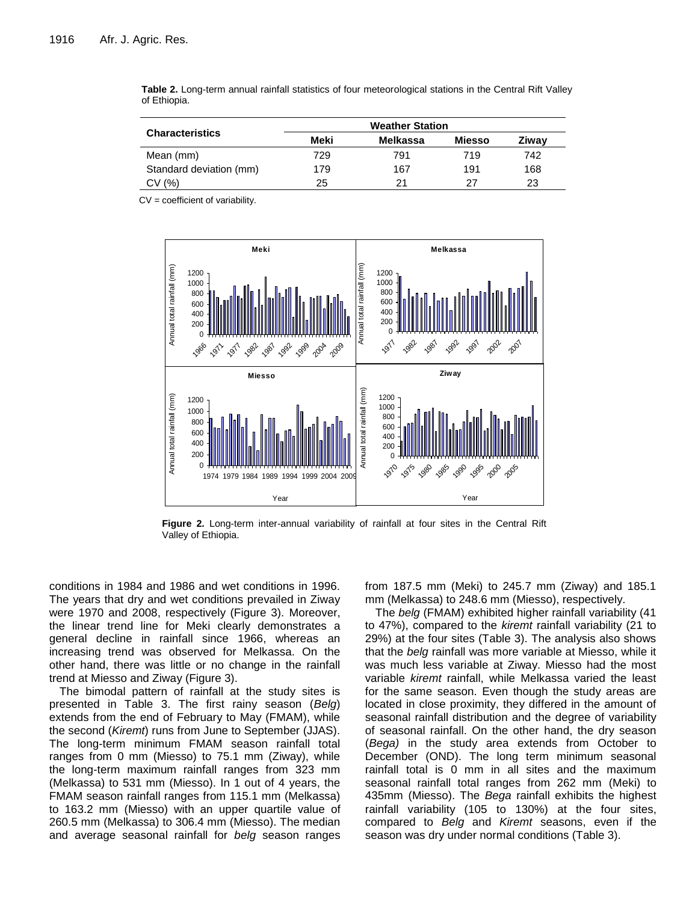**Table 2.** Long-term annual rainfall statistics of four meteorological stations in the Central Rift Valley of Ethiopia.

| Characteristics | Weather Station | | | |
|---|---|---|---|---|
| | Meki | Melkassa | Miesso | Ziway |
| Mean (mm) | 729 | 791 | 719 | 742 |
| Standard deviation (mm) | 179 | 167 | 191 | 168 |
| CV (%) | 25 | 21 | 27 | 23 |

CV = coefficient of variability.

**Figure 2.** Long-term inter-annual variability of rainfall at four sites in the Central Rift Valley of Ethiopia.

conditions in 1984 and 1986 and wet conditions in 1996. The years that dry and wet conditions prevailed in Ziway were 1970 and 2008, respectively (Figure 3). Moreover, the linear trend line for Meki clearly demonstrates a general decline in rainfall since 1966, whereas an increasing trend was observed for Melkassa. On the other hand, there was little or no change in the rainfall trend at Miesso and Ziway (Figure 3).

The bimodal pattern of rainfall at the study sites is presented in Table 3. The first rainy season (*Belg*) extends from the end of February to May (FMAM), while the second (*Kiremt*) runs from June to September (JJAS). The long-term minimum FMAM season rainfall total ranges from 0 mm (Miesso) to 75.1 mm (Ziway), while the long-term maximum rainfall ranges from 323 mm (Melkassa) to 531 mm (Miesso). In 1 out of 4 years, the FMAM season rainfall ranges from 115.1 mm (Melkassa) to 163.2 mm (Miesso) with an upper quartile value of 260.5 mm (Melkassa) to 306.4 mm (Miesso). The median and average seasonal rainfall for *belg* season ranges from 187.5 mm (Meki) to 245.7 mm (Ziway) and 185.1 mm (Melkassa) to 248.6 mm (Miesso), respectively.

The *belg* (FMAM) exhibited higher rainfall variability (41 to 47%), compared to the *kiremt* rainfall variability (21 to 29%) at the four sites (Table 3). The analysis also shows that the *belg* rainfall was more variable at Miesso, while it was much less variable at Ziway. Miesso had the most variable *kiremt* rainfall, while Melkassa varied the least for the same season. Even though the study areas are located in close proximity, they differed in the amount of seasonal rainfall distribution and the degree of variability of seasonal rainfall. On the other hand, the dry season (*Bega)* in the study area extends from October to December (OND). The long term minimum seasonal rainfall total is 0 mm in all sites and the maximum seasonal rainfall total ranges from 262 mm (Meki) to 435mm (Miesso). The *Bega* rainfall exhibits the highest rainfall variability (105 to 130%) at the four sites, compared to *Belg* and *Kiremt* seasons, even if the season was dry under normal conditions (Table 3).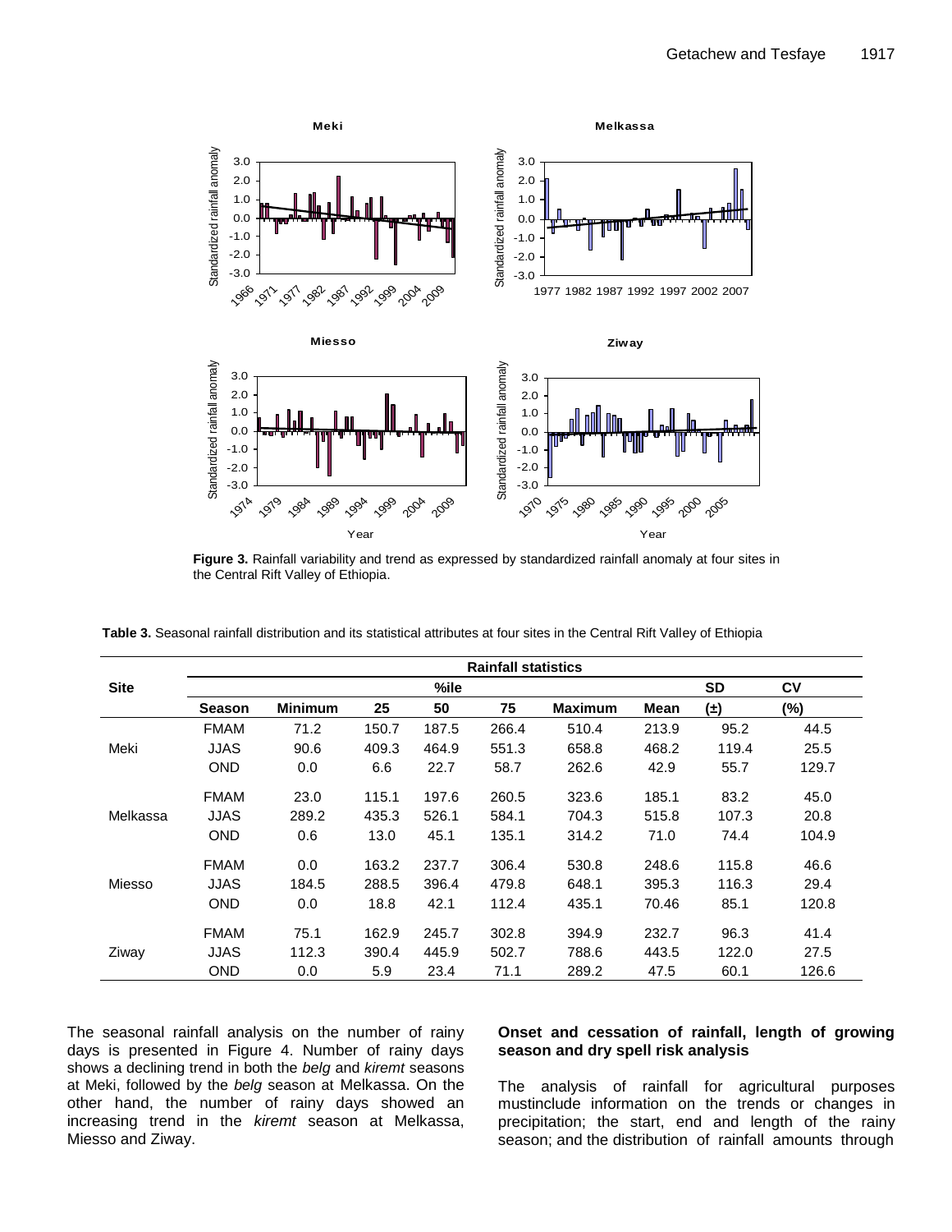**Figure 3.** Rainfall variability and trend as expressed by standardized rainfall anomaly at four sites in the Central Rift Valley of Ethiopia.

**Table 3.** Seasonal rainfall distribution and its statistical attributes at four sites in the Central Rift Valley of Ethiopia

| Site | Rainfall statistics | | | | | | | | |
|---|---|---|---|---|---|---|---|---|---|
| | | | %ile | | | | | SD | CV |
| | **Season** | **Minimum** | **25** | **50** | **75** | **Maximum** | **Mean** | **(±)** | **(%)** |
| Meki | FMAM | 71.2 | 150.7 | 187.5 | 266.4 | 510.4 | 213.9 | 95.2 | 44.5 |
| | JJAS | 90.6 | 409.3 | 464.9 | 551.3 | 658.8 | 468.2 | 119.4 | 25.5 |
| | OND | 0.0 | 6.6 | 22.7 | 58.7 | 262.6 | 42.9 | 55.7 | 129.7 |
| Melkassa | FMAM | 23.0 | 115.1 | 197.6 | 260.5 | 323.6 | 185.1 | 83.2 | 45.0 |
| | JJAS | 289.2 | 435.3 | 526.1 | 584.1 | 704.3 | 515.8 | 107.3 | 20.8 |
| | OND | 0.6 | 13.0 | 45.1 | 135.1 | 314.2 | 71.0 | 74.4 | 104.9 |
| Miesso | FMAM | 0.0 | 163.2 | 237.7 | 306.4 | 530.8 | 248.6 | 115.8 | 46.6 |
| | JJAS | 184.5 | 288.5 | 396.4 | 479.8 | 648.1 | 395.3 | 116.3 | 29.4 |
| | OND | 0.0 | 18.8 | 42.1 | 112.4 | 435.1 | 70.46 | 85.1 | 120.8 |
| Ziway | FMAM | 75.1 | 162.9 | 245.7 | 302.8 | 394.9 | 232.7 | 96.3 | 41.4 |
| | JJAS | 112.3 | 390.4 | 445.9 | 502.7 | 788.6 | 443.5 | 122.0 | 27.5 |
| | OND | 0.0 | 5.9 | 23.4 | 71.1 | 289.2 | 47.5 | 60.1 | 126.6 |

The seasonal rainfall analysis on the number of rainy days is presented in Figure 4. Number of rainy days shows a declining trend in both the *belg* and *kiremt* seasons at Meki, followed by the *belg* season at Melkassa. On the other hand, the number of rainy days showed an increasing trend in the *kiremt* season at Melkassa, Miesso and Ziway.

## Onset and cessation of rainfall, length of growing season and dry spell risk analysis

The analysis of rainfall for agricultural purposes mustinclude information on the trends or changes in precipitation; the start, end and length of the rainy season; and the distribution of rainfall amounts through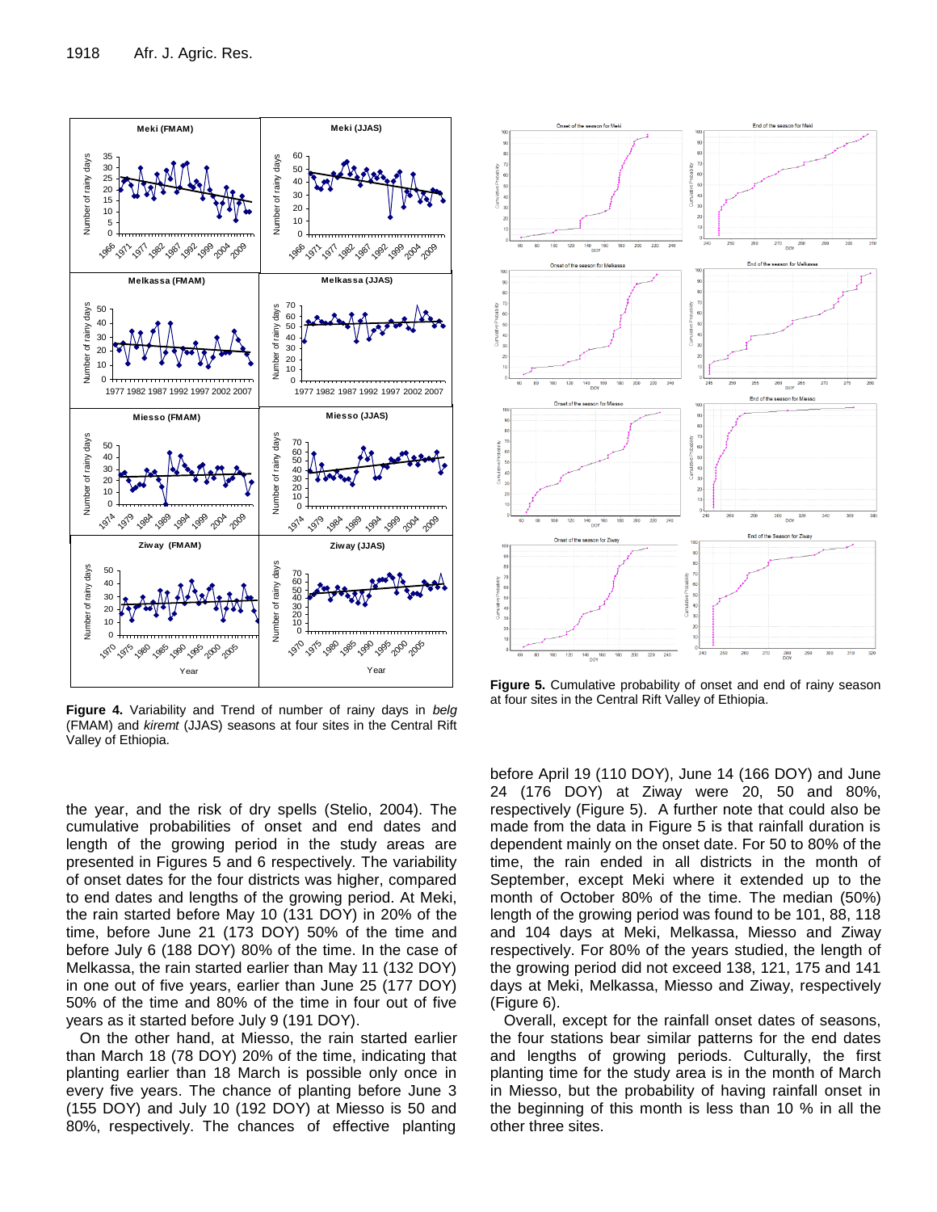Figure 4. Variability and Trend of number of rainy days in *belg* (FMAM) and *kiremt* (JJAS) seasons at four sites in the Central Rift Valley of Ethiopia.

Figure 5. Cumulative probability of onset and end of rainy season at four sites in the Central Rift Valley of Ethiopia.

the year, and the risk of dry spells (Stelio, 2004). The cumulative probabilities of onset and end dates and length of the growing period in the study areas are presented in Figures 5 and 6 respectively. The variability of onset dates for the four districts was higher, compared to end dates and lengths of the growing period. At Meki, the rain started before May 10 (131 DOY) in 20% of the time, before June 21 (173 DOY) 50% of the time and before July 6 (188 DOY) 80% of the time. In the case of Melkassa, the rain started earlier than May 11 (132 DOY) in one out of five years, earlier than June 25 (177 DOY) 50% of the time and 80% of the time in four out of five years as it started before July 9 (191 DOY).

On the other hand, at Miesso, the rain started earlier than March 18 (78 DOY) 20% of the time, indicating that planting earlier than 18 March is possible only once in every five years. The chance of planting before June 3 (155 DOY) and July 10 (192 DOY) at Miesso is 50 and 80%, respectively. The chances of effective planting before April 19 (110 DOY), June 14 (166 DOY) and June 24 (176 DOY) at Ziway were 20, 50 and 80%, respectively (Figure 5). A further note that could also be made from the data in Figure 5 is that rainfall duration is dependent mainly on the onset date. For 50 to 80% of the time, the rain ended in all districts in the month of September, except Meki where it extended up to the month of October 80% of the time. The median (50%) length of the growing period was found to be 101, 88, 118 and 104 days at Meki, Melkassa, Miesso and Ziway respectively. For 80% of the years studied, the length of the growing period did not exceed 138, 121, 175 and 141 days at Meki, Melkassa, Miesso and Ziway, respectively (Figure 6).

Overall, except for the rainfall onset dates of seasons, the four stations bear similar patterns for the end dates and lengths of growing periods. Culturally, the first planting time for the study area is in the month of March in Miesso, but the probability of having rainfall onset in the beginning of this month is less than 10 % in all the other three sites.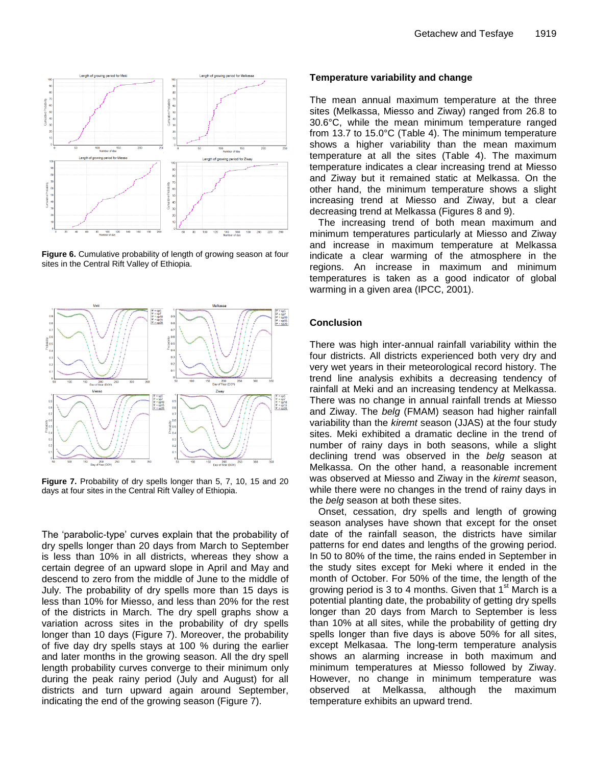Figure 6. Cumulative probability of length of growing season at four sites in the Central Rift Valley of Ethiopia.

Figure 7. Probability of dry spells longer than 5, 7, 10, 15 and 20 days at four sites in the Central Rift Valley of Ethiopia.

The 'parabolic-type' curves explain that the probability of dry spells longer than 20 days from March to September is less than 10% in all districts, whereas they show a certain degree of an upward slope in April and May and descend to zero from the middle of June to the middle of July. The probability of dry spells more than 15 days is less than 10% for Miesso, and less than 20% for the rest of the districts in March. The dry spell graphs show a variation across sites in the probability of dry spells longer than 10 days (Figure 7). Moreover, the probability of five day dry spells stays at 100 % during the earlier and later months in the growing season. All the dry spell length probability curves converge to their minimum only during the peak rainy period (July and August) for all districts and turn upward again around September, indicating the end of the growing season (Figure 7).

### Temperature variability and change

The mean annual maximum temperature at the three sites (Melkassa, Miesso and Ziway) ranged from 26.8 to 30.6°C, while the mean minimum temperature ranged from 13.7 to 15.0°C (Table 4). The minimum temperature shows a higher variability than the mean maximum temperature at all the sites (Table 4). The maximum temperature indicates a clear increasing trend at Miesso and Ziway but it remained static at Melkassa. On the other hand, the minimum temperature shows a slight increasing trend at Miesso and Ziway, but a clear decreasing trend at Melkassa (Figures 8 and 9).

The increasing trend of both mean maximum and minimum temperatures particularly at Miesso and Ziway and increase in maximum temperature at Melkassa indicate a clear warming of the atmosphere in the regions. An increase in maximum and minimum temperatures is taken as a good indicator of global warming in a given area (IPCC, 2001).

## Conclusion

There was high inter-annual rainfall variability within the four districts. All districts experienced both very dry and very wet years in their meteorological record history. The trend line analysis exhibits a decreasing tendency of rainfall at Meki and an increasing tendency at Melkassa. There was no change in annual rainfall trends at Miesso and Ziway. The *belg* (FMAM) season had higher rainfall variability than the *kiremt* season (JJAS) at the four study sites. Meki exhibited a dramatic decline in the trend of number of rainy days in both seasons, while a slight declining trend was observed in the *belg* season at Melkassa. On the other hand, a reasonable increment was observed at Miesso and Ziway in the *kiremt* season, while there were no changes in the trend of rainy days in the *belg* season at both these sites.

Onset, cessation, dry spells and length of growing season analyses have shown that except for the onset date of the rainfall season, the districts have similar patterns for end dates and lengths of the growing period. In 50 to 80% of the time, the rains ended in September in the study sites except for Meki where it ended in the month of October. For 50% of the time, the length of the growing period is 3 to 4 months. Given that 1st March is a potential planting date, the probability of getting dry spells longer than 20 days from March to September is less than 10% at all sites, while the probability of getting dry spells longer than five days is above 50% for all sites, except Melkasaa. The long-term temperature analysis shows an alarming increase in both maximum and minimum temperatures at Miesso followed by Ziway. However, no change in minimum temperature was observed at Melkassa, although the maximum temperature exhibits an upward trend.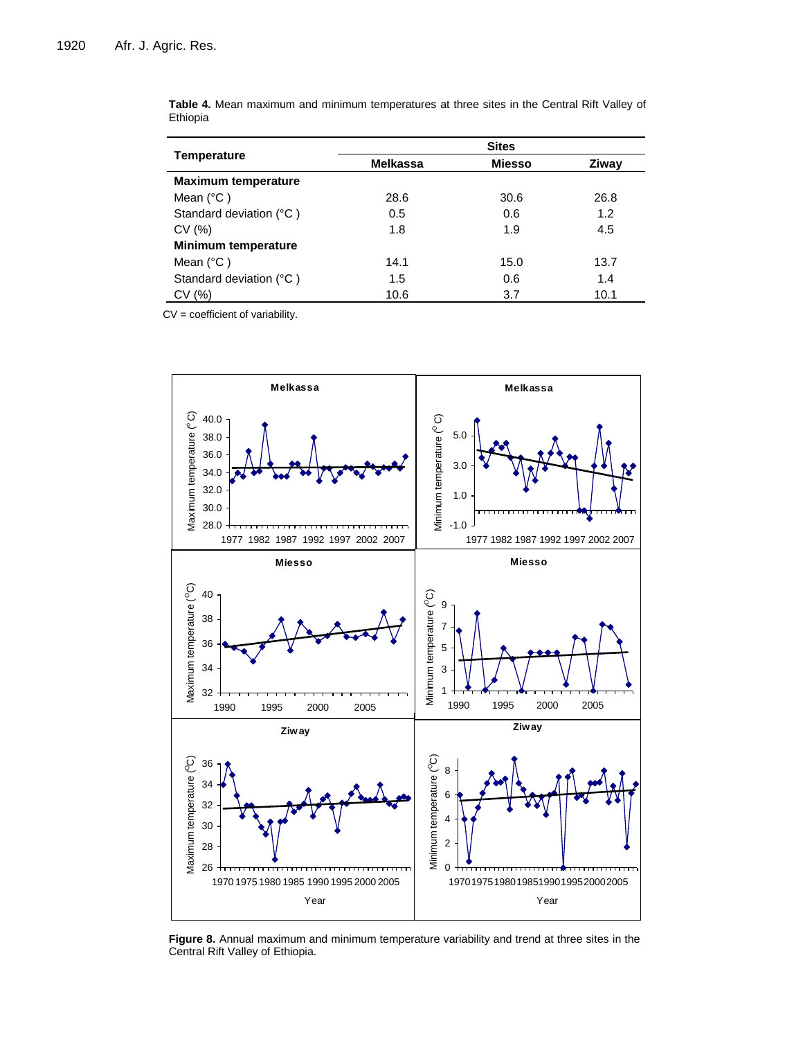**Table 4.** Mean maximum and minimum temperatures at three sites in the Central Rift Valley of Ethiopia

| Temperature | Sites | | |
|---|---|---|---|
| | Melkassa | Miesso | Ziway |
| **Maximum temperature** | | | |
| Mean (°C ) | 28.6 | 30.6 | 26.8 |
| Standard deviation (°C ) | 0.5 | 0.6 | 1.2 |
| CV (%) | 1.8 | 1.9 | 4.5 |
| **Minimum temperature** | | | |
| Mean (°C ) | 14.1 | 15.0 | 13.7 |
| Standard deviation (°C ) | 1.5 | 0.6 | 1.4 |
| CV (%) | 10.6 | 3.7 | 10.1 |

CV = coefficient of variability.

**Figure 8.** Annual maximum and minimum temperature variability and trend at three sites in the Central Rift Valley of Ethiopia.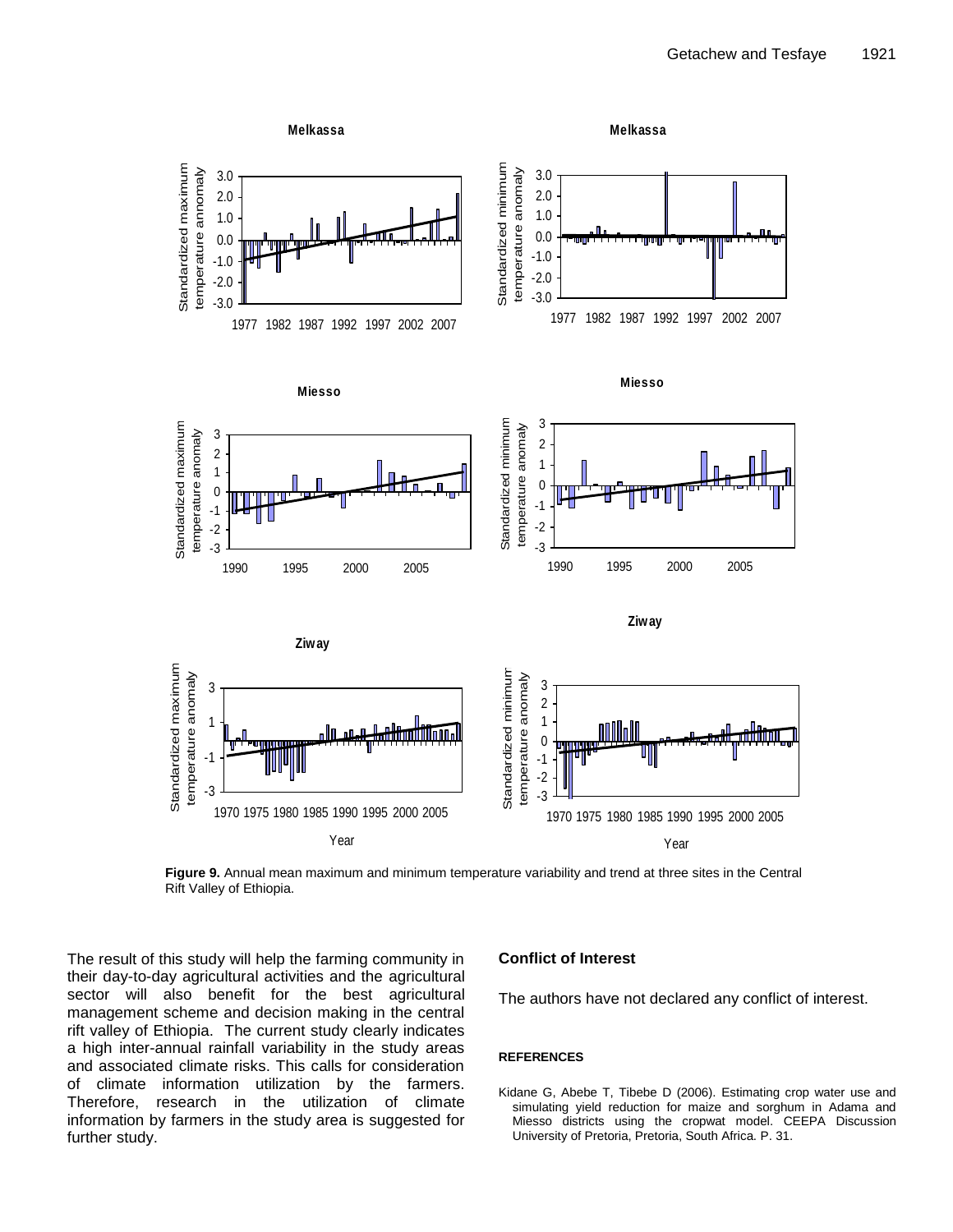**Figure 9.** Annual mean maximum and minimum temperature variability and trend at three sites in the Central Rift Valley of Ethiopia.

The result of this study will help the farming community in their day-to-day agricultural activities and the agricultural sector will also benefit for the best agricultural management scheme and decision making in the central rift valley of Ethiopia. The current study clearly indicates a high inter-annual rainfall variability in the study areas and associated climate risks. This calls for consideration of climate information utilization by the farmers. Therefore, research in the utilization of climate information by farmers in the study area is suggested for further study.

## Conflict of Interest

The authors have not declared any conflict of interest.

## REFERENCES

Kidane G, Abebe T, Tibebe D (2006). Estimating crop water use and simulating yield reduction for maize and sorghum in Adama and Miesso districts using the cropwat model. CEEPA Discussion University of Pretoria, Pretoria, South Africa. P. 31.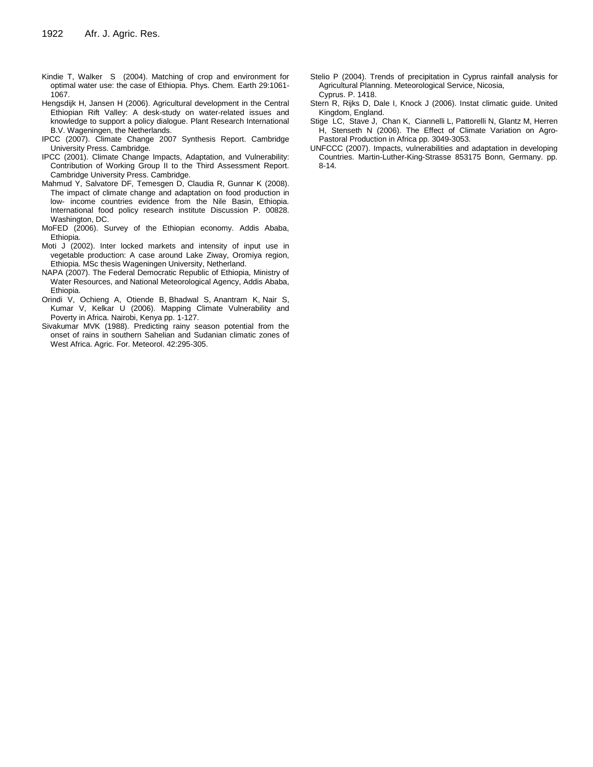Kindie T, Walker S (2004). Matching of crop and environment for optimal water use: the case of Ethiopia. Phys. Chem. Earth 29:1061-1067.

Hengsdijk H, Jansen H (2006). Agricultural development in the Central Ethiopian Rift Valley: A desk-study on water-related issues and knowledge to support a policy dialogue. Plant Research International B.V. Wageningen, the Netherlands.

IPCC (2007). Climate Change 2007 Synthesis Report. Cambridge University Press. Cambridge.

IPCC (2001). Climate Change Impacts, Adaptation, and Vulnerability: Contribution of Working Group II to the Third Assessment Report. Cambridge University Press. Cambridge.

Mahmud Y, Salvatore DF, Temesgen D, Claudia R, Gunnar K (2008). The impact of climate change and adaptation on food production in low- income countries evidence from the Nile Basin, Ethiopia. International food policy research institute Discussion P. 00828. Washington, DC.

MoFED (2006). Survey of the Ethiopian economy. Addis Ababa, Ethiopia.

Moti J (2002). Inter locked markets and intensity of input use in vegetable production: A case around Lake Ziway, Oromiya region, Ethiopia. MSc thesis Wageningen University, Netherland.

NAPA (2007). The Federal Democratic Republic of Ethiopia, Ministry of Water Resources, and National Meteorological Agency, Addis Ababa, Ethiopia.

Orindi V, Ochieng A, Otiende B, Bhadwal S, Anantram K, Nair S, Kumar V, Kelkar U (2006). Mapping Climate Vulnerability and Poverty in Africa. Nairobi, Kenya pp. 1-127.

Sivakumar MVK (1988). Predicting rainy season potential from the onset of rains in southern Sahelian and Sudanian climatic zones of West Africa. Agric. For. Meteorol. 42:295-305.

Stelio P (2004). Trends of precipitation in Cyprus rainfall analysis for Agricultural Planning. Meteorological Service, Nicosia, Cyprus. P. 1418.

Stern R, Rijks D, Dale I, Knock J (2006). Instat climatic guide. United Kingdom, England.

Stige LC, Stave J, Chan K, Ciannelli L, Pattorelli N, Glantz M, Herren H, Stenseth N (2006). The Effect of Climate Variation on Agro-Pastoral Production in Africa pp. 3049-3053.

UNFCCC (2007). Impacts, vulnerabilities and adaptation in developing Countries. Martin-Luther-King-Strasse 853175 Bonn, Germany. pp. 8-14.